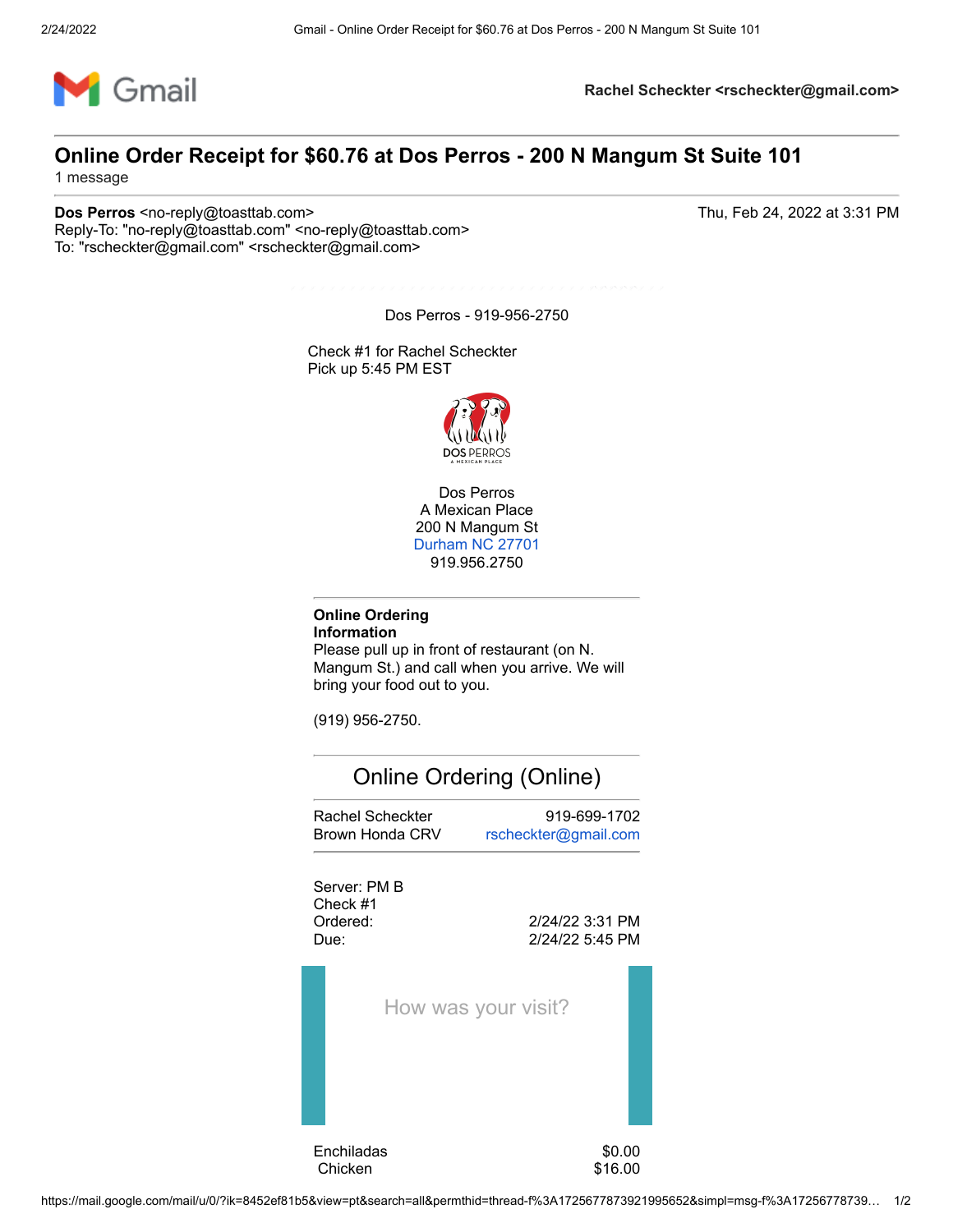Gmail — Rachel Scheckter <rscheckter@gmail.com>

# Online Order Receipt for $60.76 at Dos Perros - 200 N Mangum St Suite 101

1 message

**Dos Perros** <no-reply@toasttab.com> — Thu, Feb 24, 2022 at 3:31 PM
Reply-To: "no-reply@toasttab.com" <no-reply@toasttab.com>
To: "rscheckter@gmail.com" <rscheckter@gmail.com>

Dos Perros - 919-956-2750

Check #1 for Rachel Scheckter
Pick up 5:45 PM EST

Dos Perros
A Mexican Place
200 N Mangum St
Durham NC 27701
919.956.2750

**Online Ordering Information**
Please pull up in front of restaurant (on N. Mangum St.) and call when you arrive. We will bring your food out to you.

(919) 956-2750.

## Online Ordering (Online)

| | |
|---|---|
| Rachel Scheckter | 919-699-1702 |
| Brown Honda CRV | rscheckter@gmail.com |

Server: PM B
Check #1

| | |
|---|---|
| Ordered: | 2/24/22 3:31 PM |
| Due: | 2/24/22 5:45 PM |

How was your visit?

| | |
|---|---|
| Enchiladas | $0.00 |
| Chicken | $16.00 |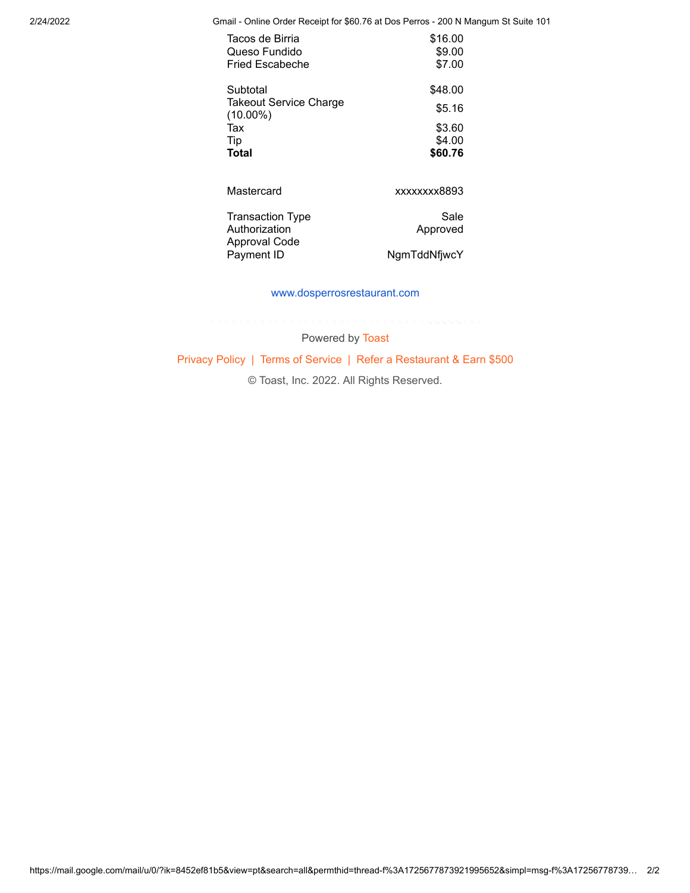| | |
|---|---|
| Tacos de Birria | $16.00 |
| Queso Fundido | $9.00 |
| Fried Escabeche | $7.00 |

| | |
|---|---|
| Subtotal | $48.00 |
| Takeout Service Charge (10.00%) | $5.16 |
| Tax | $3.60 |
| Tip | $4.00 |
| **Total** | **$60.76** |

| | |
|---|---|
| Mastercard | xxxxxxxx8893 |

| | |
|---|---|
| Transaction Type | Sale |
| Authorization | Approved |
| Approval Code | |
| Payment ID | NgmTddNfjwcY |

www.dosperrosrestaurant.com

Powered by Toast

Privacy Policy | Terms of Service | Refer a Restaurant & Earn $500

© Toast, Inc. 2022. All Rights Reserved.